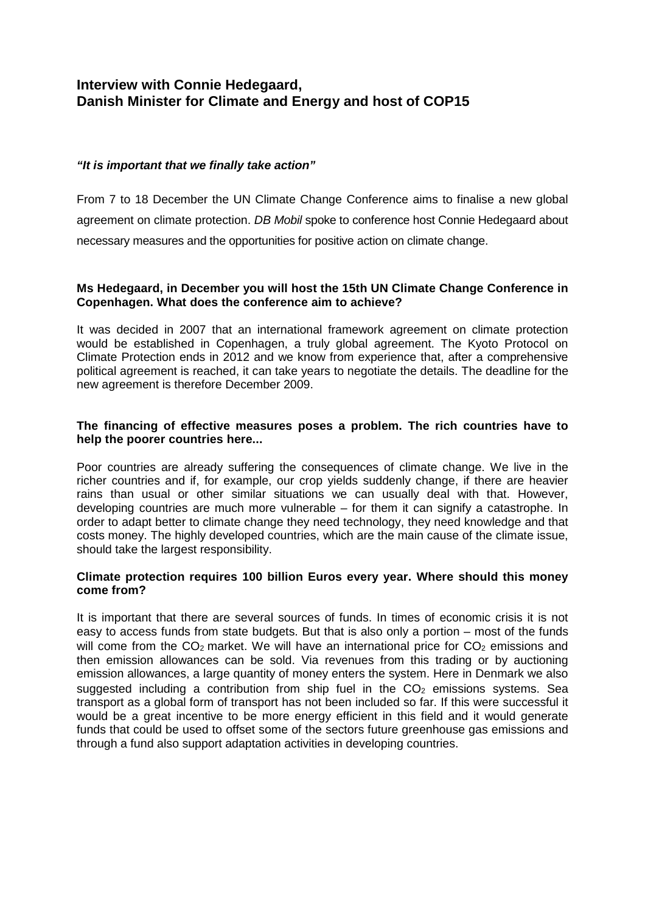# Interview with Connie Hedegaard, Danish Minister for Climate and Energy and host of COP15

***"It is important that we finally take action"***

From 7 to 18 December the UN Climate Change Conference aims to finalise a new global agreement on climate protection. *DB Mobil* spoke to conference host Connie Hedegaard about necessary measures and the opportunities for positive action on climate change.

**Ms Hedegaard, in December you will host the 15th UN Climate Change Conference in Copenhagen. What does the conference aim to achieve?**

It was decided in 2007 that an international framework agreement on climate protection would be established in Copenhagen, a truly global agreement. The Kyoto Protocol on Climate Protection ends in 2012 and we know from experience that, after a comprehensive political agreement is reached, it can take years to negotiate the details. The deadline for the new agreement is therefore December 2009.

**The financing of effective measures poses a problem. The rich countries have to help the poorer countries here...**

Poor countries are already suffering the consequences of climate change. We live in the richer countries and if, for example, our crop yields suddenly change, if there are heavier rains than usual or other similar situations we can usually deal with that. However, developing countries are much more vulnerable – for them it can signify a catastrophe. In order to adapt better to climate change they need technology, they need knowledge and that costs money. The highly developed countries, which are the main cause of the climate issue, should take the largest responsibility.

**Climate protection requires 100 billion Euros every year. Where should this money come from?**

It is important that there are several sources of funds. In times of economic crisis it is not easy to access funds from state budgets. But that is also only a portion – most of the funds will come from the $CO_2$ market. We will have an international price for $CO_2$ emissions and then emission allowances can be sold. Via revenues from this trading or by auctioning emission allowances, a large quantity of money enters the system. Here in Denmark we also suggested including a contribution from ship fuel in the $CO_2$ emissions systems. Sea transport as a global form of transport has not been included so far. If this were successful it would be a great incentive to be more energy efficient in this field and it would generate funds that could be used to offset some of the sectors future greenhouse gas emissions and through a fund also support adaptation activities in developing countries.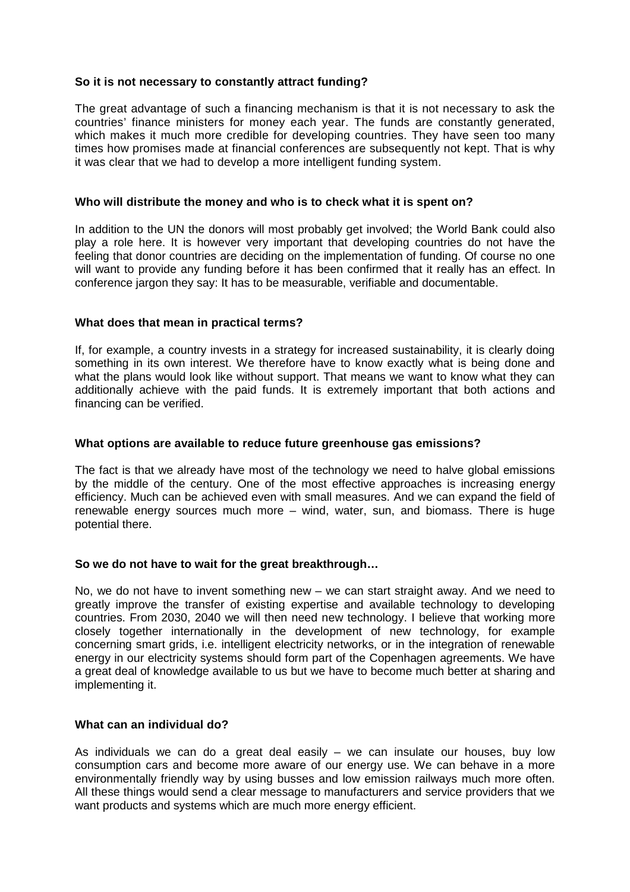**So it is not necessary to constantly attract funding?**

The great advantage of such a financing mechanism is that it is not necessary to ask the countries' finance ministers for money each year. The funds are constantly generated, which makes it much more credible for developing countries. They have seen too many times how promises made at financial conferences are subsequently not kept. That is why it was clear that we had to develop a more intelligent funding system.

**Who will distribute the money and who is to check what it is spent on?**

In addition to the UN the donors will most probably get involved; the World Bank could also play a role here. It is however very important that developing countries do not have the feeling that donor countries are deciding on the implementation of funding. Of course no one will want to provide any funding before it has been confirmed that it really has an effect. In conference jargon they say: It has to be measurable, verifiable and documentable.

**What does that mean in practical terms?**

If, for example, a country invests in a strategy for increased sustainability, it is clearly doing something in its own interest. We therefore have to know exactly what is being done and what the plans would look like without support. That means we want to know what they can additionally achieve with the paid funds. It is extremely important that both actions and financing can be verified.

**What options are available to reduce future greenhouse gas emissions?**

The fact is that we already have most of the technology we need to halve global emissions by the middle of the century. One of the most effective approaches is increasing energy efficiency. Much can be achieved even with small measures. And we can expand the field of renewable energy sources much more – wind, water, sun, and biomass. There is huge potential there.

**So we do not have to wait for the great breakthrough…**

No, we do not have to invent something new – we can start straight away. And we need to greatly improve the transfer of existing expertise and available technology to developing countries. From 2030, 2040 we will then need new technology. I believe that working more closely together internationally in the development of new technology, for example concerning smart grids, i.e. intelligent electricity networks, or in the integration of renewable energy in our electricity systems should form part of the Copenhagen agreements. We have a great deal of knowledge available to us but we have to become much better at sharing and implementing it.

**What can an individual do?**

As individuals we can do a great deal easily – we can insulate our houses, buy low consumption cars and become more aware of our energy use. We can behave in a more environmentally friendly way by using busses and low emission railways much more often. All these things would send a clear message to manufacturers and service providers that we want products and systems which are much more energy efficient.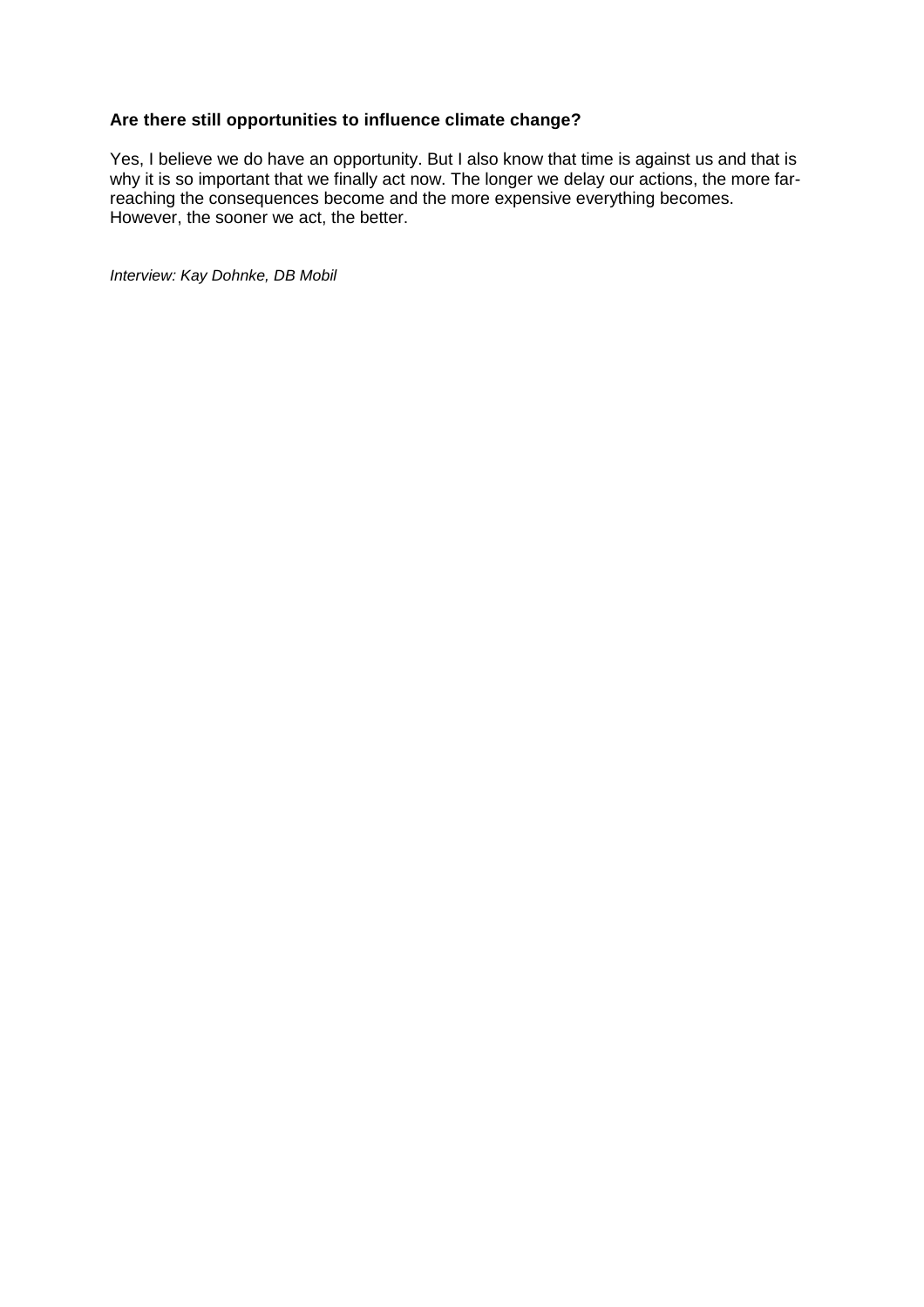**Are there still opportunities to influence climate change?**

Yes, I believe we do have an opportunity. But I also know that time is against us and that is why it is so important that we finally act now. The longer we delay our actions, the more far-reaching the consequences become and the more expensive everything becomes. However, the sooner we act, the better.

*Interview: Kay Dohnke, DB Mobil*